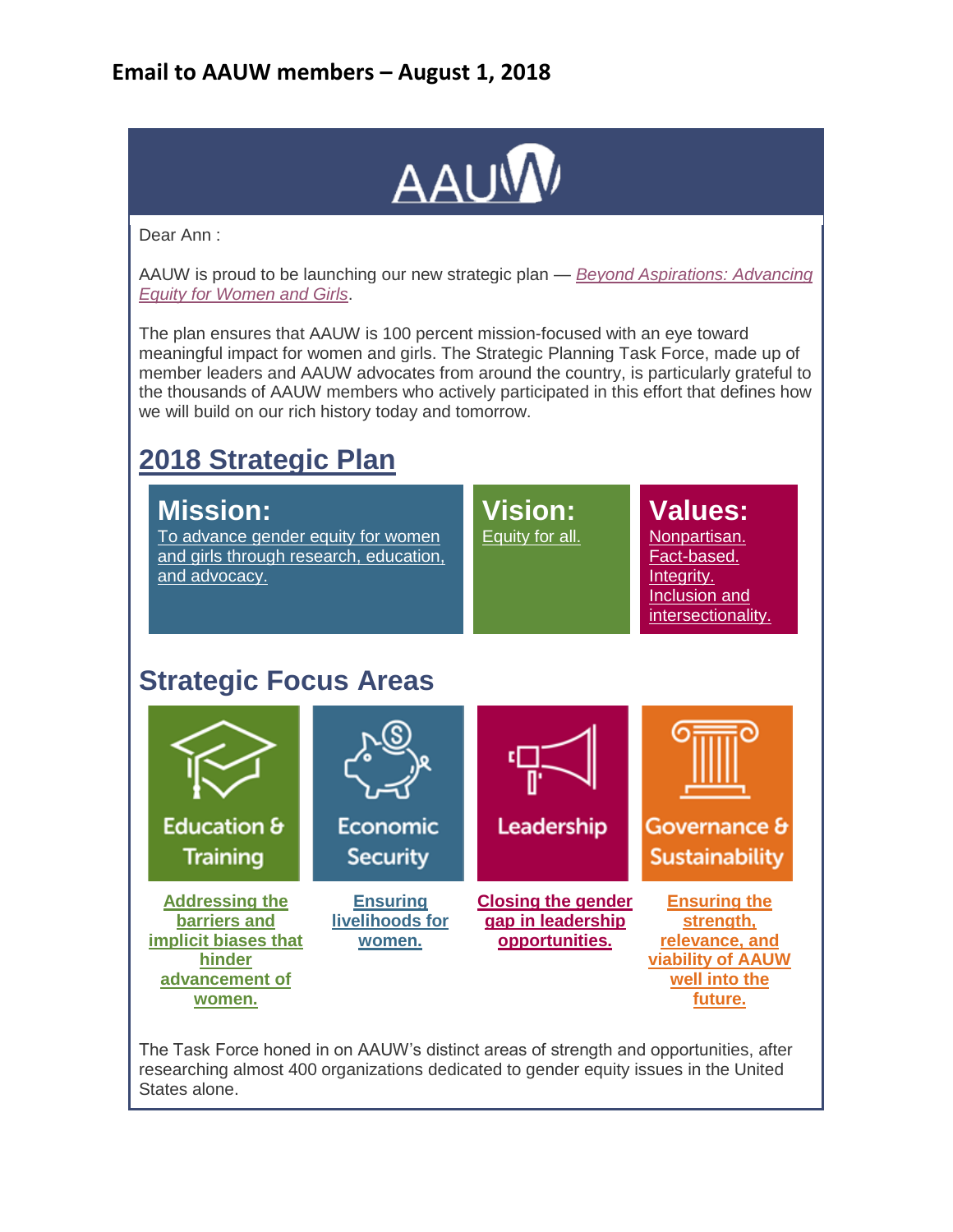## Email to AAUW members – August 1, 2018

AAUW

Dear Ann :

AAUW is proud to be launching our new strategic plan — *Beyond Aspirations: Advancing Equity for Women and Girls*.

The plan ensures that AAUW is 100 percent mission-focused with an eye toward meaningful impact for women and girls. The Strategic Planning Task Force, made up of member leaders and AAUW advocates from around the country, is particularly grateful to the thousands of AAUW members who actively participated in this effort that defines how we will build on our rich history today and tomorrow.

# 2018 Strategic Plan

**Mission:**
To advance gender equity for women and girls through research, education, and advocacy.

**Vision:**
Equity for all.

**Values:**
Nonpartisan.
Fact-based.
Integrity.
Inclusion and intersectionality.

## Strategic Focus Areas

**Education & Training**

**Addressing the barriers and implicit biases that hinder advancement of women.**

**Economic Security**

**Ensuring livelihoods for women.**

**Leadership**

**Closing the gender gap in leadership opportunities.**

**Governance & Sustainability**

**Ensuring the strength, relevance, and viability of AAUW well into the future.**

The Task Force honed in on AAUW's distinct areas of strength and opportunities, after researching almost 400 organizations dedicated to gender equity issues in the United States alone.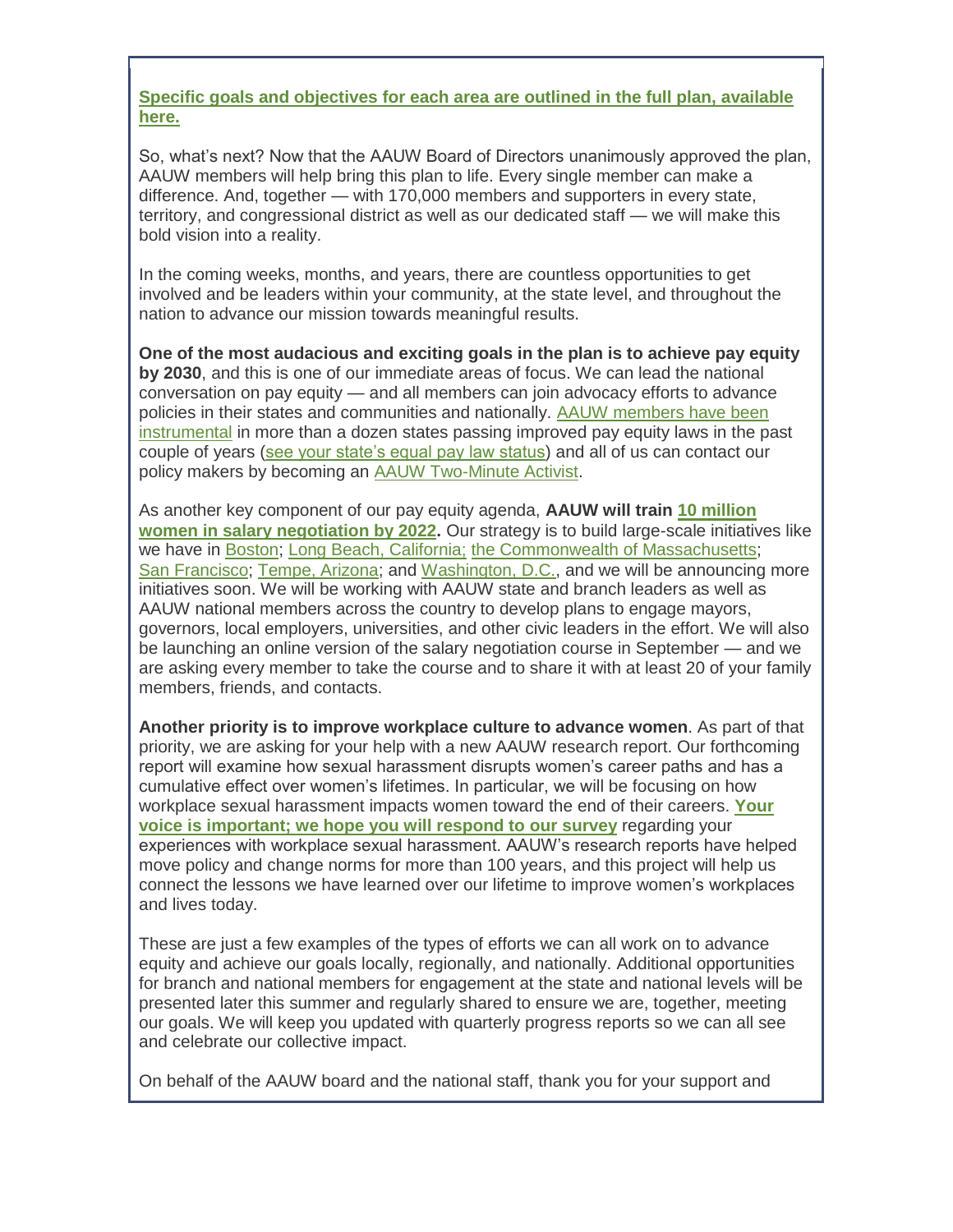**Specific goals and objectives for each area are outlined in the full plan, available here.**

So, what's next? Now that the AAUW Board of Directors unanimously approved the plan, AAUW members will help bring this plan to life. Every single member can make a difference. And, together — with 170,000 members and supporters in every state, territory, and congressional district as well as our dedicated staff — we will make this bold vision into a reality.

In the coming weeks, months, and years, there are countless opportunities to get involved and be leaders within your community, at the state level, and throughout the nation to advance our mission towards meaningful results.

**One of the most audacious and exciting goals in the plan is to achieve pay equity by 2030**, and this is one of our immediate areas of focus. We can lead the national conversation on pay equity — and all members can join advocacy efforts to advance policies in their states and communities and nationally. AAUW members have been instrumental in more than a dozen states passing improved pay equity laws in the past couple of years (see your state's equal pay law status) and all of us can contact our policy makers by becoming an AAUW Two-Minute Activist.

As another key component of our pay equity agenda, **AAUW will train 10 million women in salary negotiation by 2022.** Our strategy is to build large-scale initiatives like we have in Boston; Long Beach, California; the Commonwealth of Massachusetts; San Francisco; Tempe, Arizona; and Washington, D.C., and we will be announcing more initiatives soon. We will be working with AAUW state and branch leaders as well as AAUW national members across the country to develop plans to engage mayors, governors, local employers, universities, and other civic leaders in the effort. We will also be launching an online version of the salary negotiation course in September — and we are asking every member to take the course and to share it with at least 20 of your family members, friends, and contacts.

**Another priority is to improve workplace culture to advance women**. As part of that priority, we are asking for your help with a new AAUW research report. Our forthcoming report will examine how sexual harassment disrupts women's career paths and has a cumulative effect over women's lifetimes. In particular, we will be focusing on how workplace sexual harassment impacts women toward the end of their careers. **Your voice is important; we hope you will respond to our survey** regarding your experiences with workplace sexual harassment. AAUW's research reports have helped move policy and change norms for more than 100 years, and this project will help us connect the lessons we have learned over our lifetime to improve women's workplaces and lives today.

These are just a few examples of the types of efforts we can all work on to advance equity and achieve our goals locally, regionally, and nationally. Additional opportunities for branch and national members for engagement at the state and national levels will be presented later this summer and regularly shared to ensure we are, together, meeting our goals. We will keep you updated with quarterly progress reports so we can all see and celebrate our collective impact.

On behalf of the AAUW board and the national staff, thank you for your support and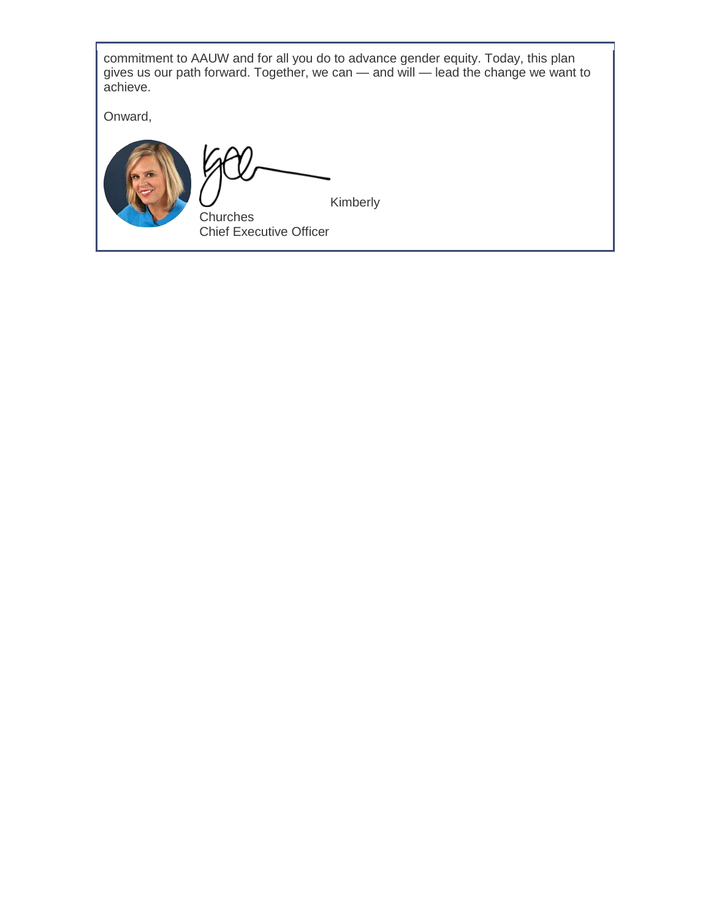commitment to AAUW and for all you do to advance gender equity. Today, this plan gives us our path forward. Together, we can — and will — lead the change we want to achieve.

Onward,

Kimberly Churches
Chief Executive Officer